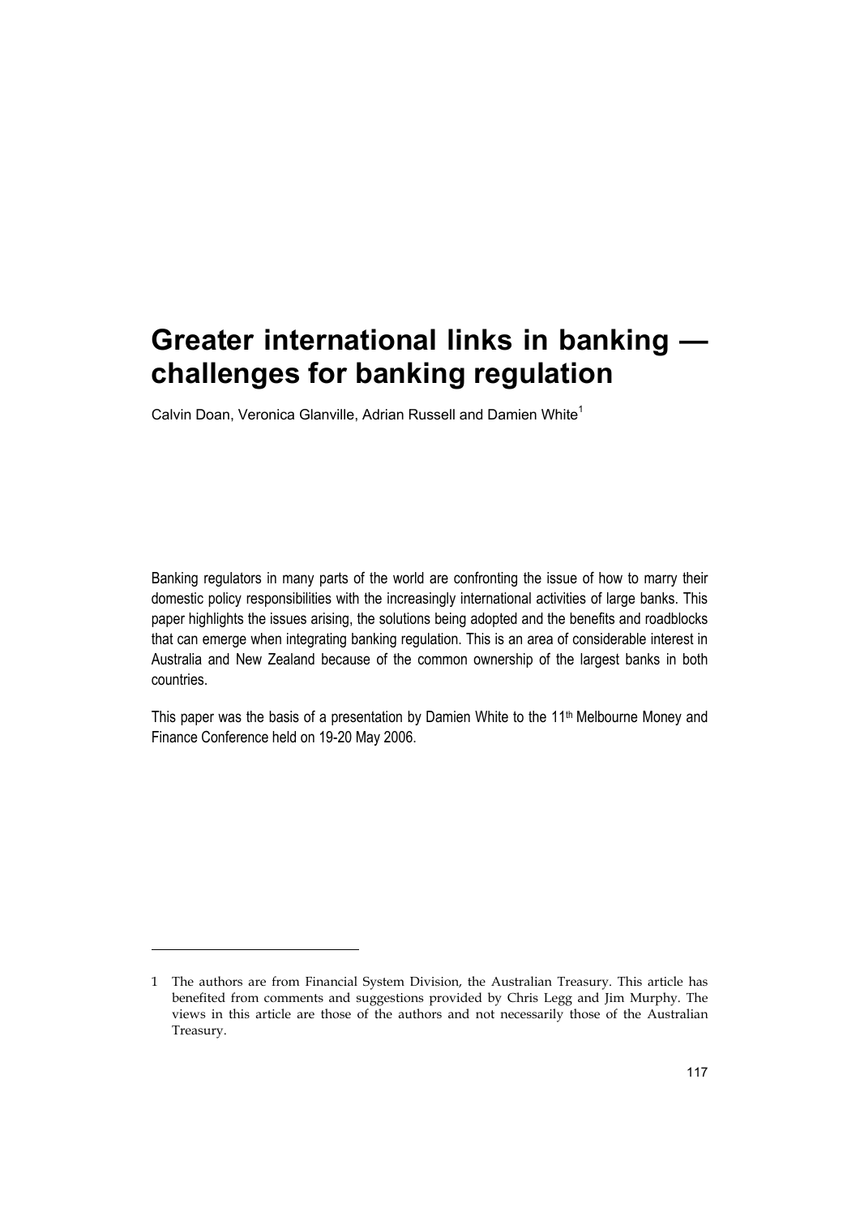# Greater international links in banking — challenges for banking regulation

Calvin Doan, Veronica Glanville, Adrian Russell and Damien White[1]

Banking regulators in many parts of the world are confronting the issue of how to marry their domestic policy responsibilities with the increasingly international activities of large banks. This paper highlights the issues arising, the solutions being adopted and the benefits and roadblocks that can emerge when integrating banking regulation. This is an area of considerable interest in Australia and New Zealand because of the common ownership of the largest banks in both countries.

This paper was the basis of a presentation by Damien White to the 11th Melbourne Money and Finance Conference held on 19-20 May 2006.

1 The authors are from Financial System Division, the Australian Treasury. This article has benefited from comments and suggestions provided by Chris Legg and Jim Murphy. The views in this article are those of the authors and not necessarily those of the Australian Treasury.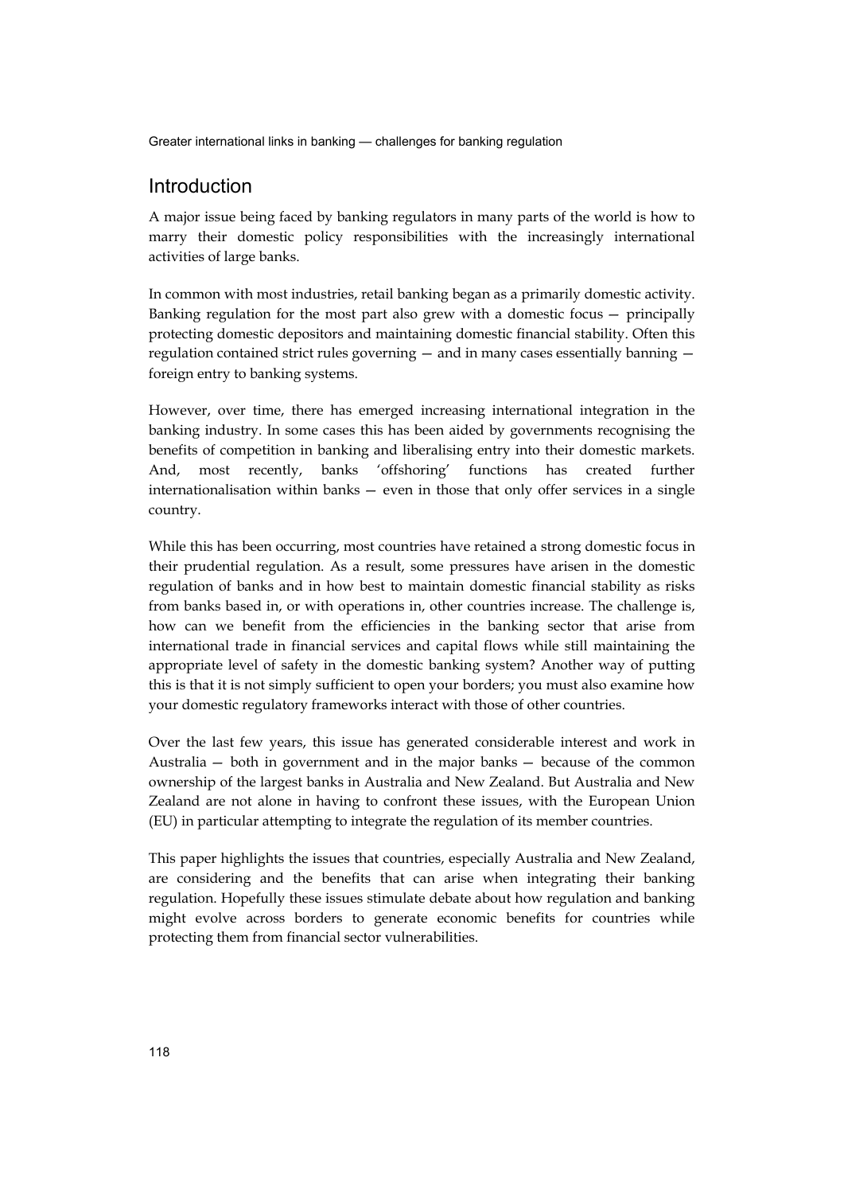## Introduction

A major issue being faced by banking regulators in many parts of the world is how to marry their domestic policy responsibilities with the increasingly international activities of large banks.

In common with most industries, retail banking began as a primarily domestic activity. Banking regulation for the most part also grew with a domestic focus — principally protecting domestic depositors and maintaining domestic financial stability. Often this regulation contained strict rules governing — and in many cases essentially banning — foreign entry to banking systems.

However, over time, there has emerged increasing international integration in the banking industry. In some cases this has been aided by governments recognising the benefits of competition in banking and liberalising entry into their domestic markets. And, most recently, banks 'offshoring' functions has created further internationalisation within banks — even in those that only offer services in a single country.

While this has been occurring, most countries have retained a strong domestic focus in their prudential regulation. As a result, some pressures have arisen in the domestic regulation of banks and in how best to maintain domestic financial stability as risks from banks based in, or with operations in, other countries increase. The challenge is, how can we benefit from the efficiencies in the banking sector that arise from international trade in financial services and capital flows while still maintaining the appropriate level of safety in the domestic banking system? Another way of putting this is that it is not simply sufficient to open your borders; you must also examine how your domestic regulatory frameworks interact with those of other countries.

Over the last few years, this issue has generated considerable interest and work in Australia — both in government and in the major banks — because of the common ownership of the largest banks in Australia and New Zealand. But Australia and New Zealand are not alone in having to confront these issues, with the European Union (EU) in particular attempting to integrate the regulation of its member countries.

This paper highlights the issues that countries, especially Australia and New Zealand, are considering and the benefits that can arise when integrating their banking regulation. Hopefully these issues stimulate debate about how regulation and banking might evolve across borders to generate economic benefits for countries while protecting them from financial sector vulnerabilities.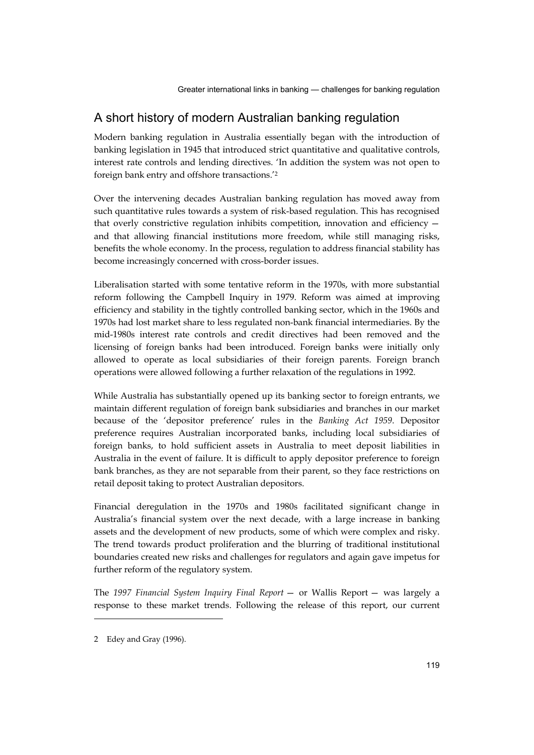## A short history of modern Australian banking regulation

Modern banking regulation in Australia essentially began with the introduction of banking legislation in 1945 that introduced strict quantitative and qualitative controls, interest rate controls and lending directives. 'In addition the system was not open to foreign bank entry and offshore transactions.'[2]

Over the intervening decades Australian banking regulation has moved away from such quantitative rules towards a system of risk-based regulation. This has recognised that overly constrictive regulation inhibits competition, innovation and efficiency — and that allowing financial institutions more freedom, while still managing risks, benefits the whole economy. In the process, regulation to address financial stability has become increasingly concerned with cross-border issues.

Liberalisation started with some tentative reform in the 1970s, with more substantial reform following the Campbell Inquiry in 1979. Reform was aimed at improving efficiency and stability in the tightly controlled banking sector, which in the 1960s and 1970s had lost market share to less regulated non-bank financial intermediaries. By the mid-1980s interest rate controls and credit directives had been removed and the licensing of foreign banks had been introduced. Foreign banks were initially only allowed to operate as local subsidiaries of their foreign parents. Foreign branch operations were allowed following a further relaxation of the regulations in 1992.

While Australia has substantially opened up its banking sector to foreign entrants, we maintain different regulation of foreign bank subsidiaries and branches in our market because of the 'depositor preference' rules in the *Banking Act 1959*. Depositor preference requires Australian incorporated banks, including local subsidiaries of foreign banks, to hold sufficient assets in Australia to meet deposit liabilities in Australia in the event of failure. It is difficult to apply depositor preference to foreign bank branches, as they are not separable from their parent, so they face restrictions on retail deposit taking to protect Australian depositors.

Financial deregulation in the 1970s and 1980s facilitated significant change in Australia's financial system over the next decade, with a large increase in banking assets and the development of new products, some of which were complex and risky. The trend towards product proliferation and the blurring of traditional institutional boundaries created new risks and challenges for regulators and again gave impetus for further reform of the regulatory system.

The *1997 Financial System Inquiry Final Report* — or Wallis Report — was largely a response to these market trends. Following the release of this report, our current

---

2 Edey and Gray (1996).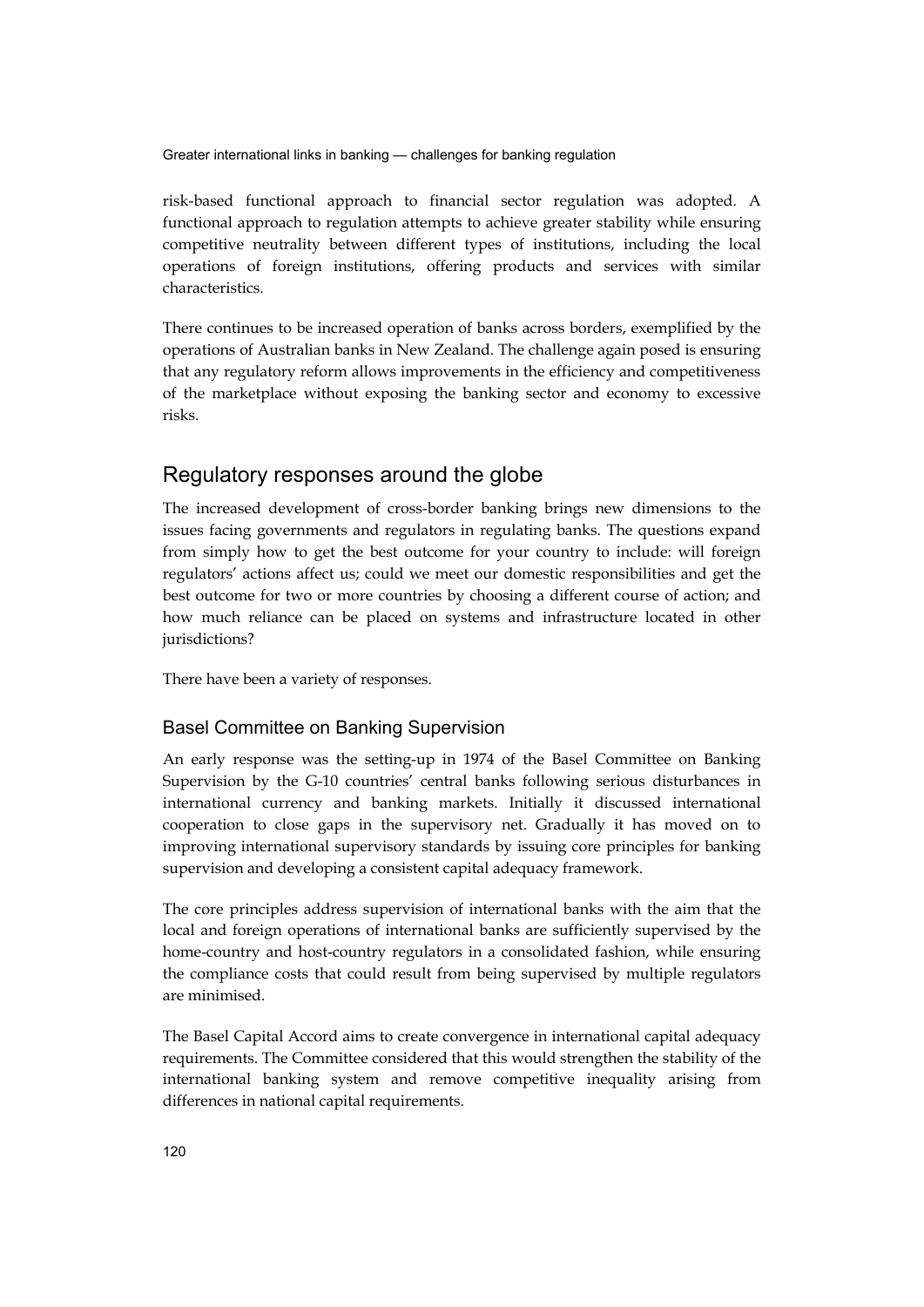risk-based functional approach to financial sector regulation was adopted. A functional approach to regulation attempts to achieve greater stability while ensuring competitive neutrality between different types of institutions, including the local operations of foreign institutions, offering products and services with similar characteristics.

There continues to be increased operation of banks across borders, exemplified by the operations of Australian banks in New Zealand. The challenge again posed is ensuring that any regulatory reform allows improvements in the efficiency and competitiveness of the marketplace without exposing the banking sector and economy to excessive risks.

## Regulatory responses around the globe

The increased development of cross-border banking brings new dimensions to the issues facing governments and regulators in regulating banks. The questions expand from simply how to get the best outcome for your country to include: will foreign regulators' actions affect us; could we meet our domestic responsibilities and get the best outcome for two or more countries by choosing a different course of action; and how much reliance can be placed on systems and infrastructure located in other jurisdictions?

There have been a variety of responses.

### Basel Committee on Banking Supervision

An early response was the setting-up in 1974 of the Basel Committee on Banking Supervision by the G-10 countries' central banks following serious disturbances in international currency and banking markets. Initially it discussed international cooperation to close gaps in the supervisory net. Gradually it has moved on to improving international supervisory standards by issuing core principles for banking supervision and developing a consistent capital adequacy framework.

The core principles address supervision of international banks with the aim that the local and foreign operations of international banks are sufficiently supervised by the home-country and host-country regulators in a consolidated fashion, while ensuring the compliance costs that could result from being supervised by multiple regulators are minimised.

The Basel Capital Accord aims to create convergence in international capital adequacy requirements. The Committee considered that this would strengthen the stability of the international banking system and remove competitive inequality arising from differences in national capital requirements.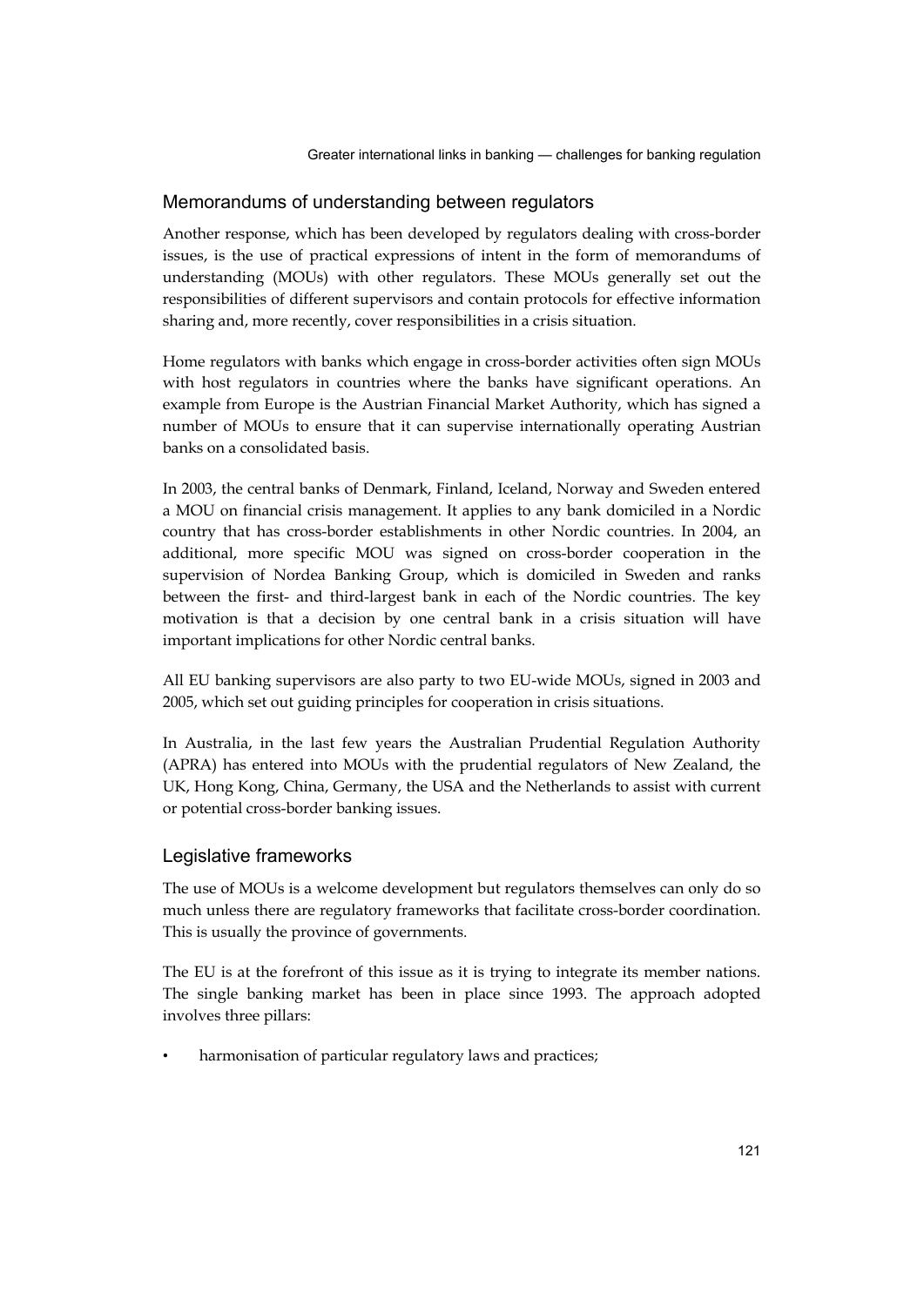## Memorandums of understanding between regulators

Another response, which has been developed by regulators dealing with cross-border issues, is the use of practical expressions of intent in the form of memorandums of understanding (MOUs) with other regulators. These MOUs generally set out the responsibilities of different supervisors and contain protocols for effective information sharing and, more recently, cover responsibilities in a crisis situation.

Home regulators with banks which engage in cross-border activities often sign MOUs with host regulators in countries where the banks have significant operations. An example from Europe is the Austrian Financial Market Authority, which has signed a number of MOUs to ensure that it can supervise internationally operating Austrian banks on a consolidated basis.

In 2003, the central banks of Denmark, Finland, Iceland, Norway and Sweden entered a MOU on financial crisis management. It applies to any bank domiciled in a Nordic country that has cross-border establishments in other Nordic countries. In 2004, an additional, more specific MOU was signed on cross-border cooperation in the supervision of Nordea Banking Group, which is domiciled in Sweden and ranks between the first- and third-largest bank in each of the Nordic countries. The key motivation is that a decision by one central bank in a crisis situation will have important implications for other Nordic central banks.

All EU banking supervisors are also party to two EU-wide MOUs, signed in 2003 and 2005, which set out guiding principles for cooperation in crisis situations.

In Australia, in the last few years the Australian Prudential Regulation Authority (APRA) has entered into MOUs with the prudential regulators of New Zealand, the UK, Hong Kong, China, Germany, the USA and the Netherlands to assist with current or potential cross-border banking issues.

## Legislative frameworks

The use of MOUs is a welcome development but regulators themselves can only do so much unless there are regulatory frameworks that facilitate cross-border coordination. This is usually the province of governments.

The EU is at the forefront of this issue as it is trying to integrate its member nations. The single banking market has been in place since 1993. The approach adopted involves three pillars:

- harmonisation of particular regulatory laws and practices;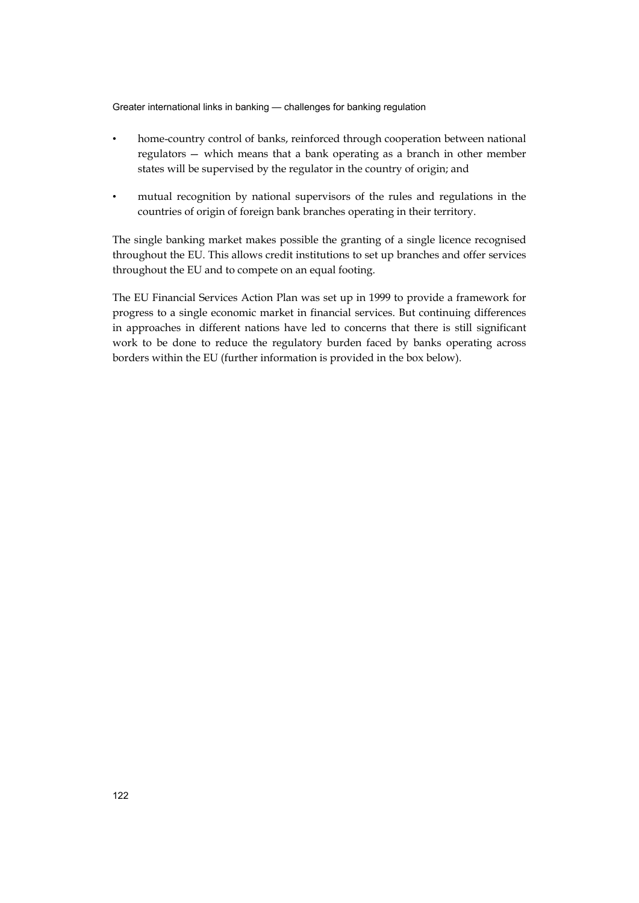- home-country control of banks, reinforced through cooperation between national regulators — which means that a bank operating as a branch in other member states will be supervised by the regulator in the country of origin; and

- mutual recognition by national supervisors of the rules and regulations in the countries of origin of foreign bank branches operating in their territory.

The single banking market makes possible the granting of a single licence recognised throughout the EU. This allows credit institutions to set up branches and offer services throughout the EU and to compete on an equal footing.

The EU Financial Services Action Plan was set up in 1999 to provide a framework for progress to a single economic market in financial services. But continuing differences in approaches in different nations have led to concerns that there is still significant work to be done to reduce the regulatory burden faced by banks operating across borders within the EU (further information is provided in the box below).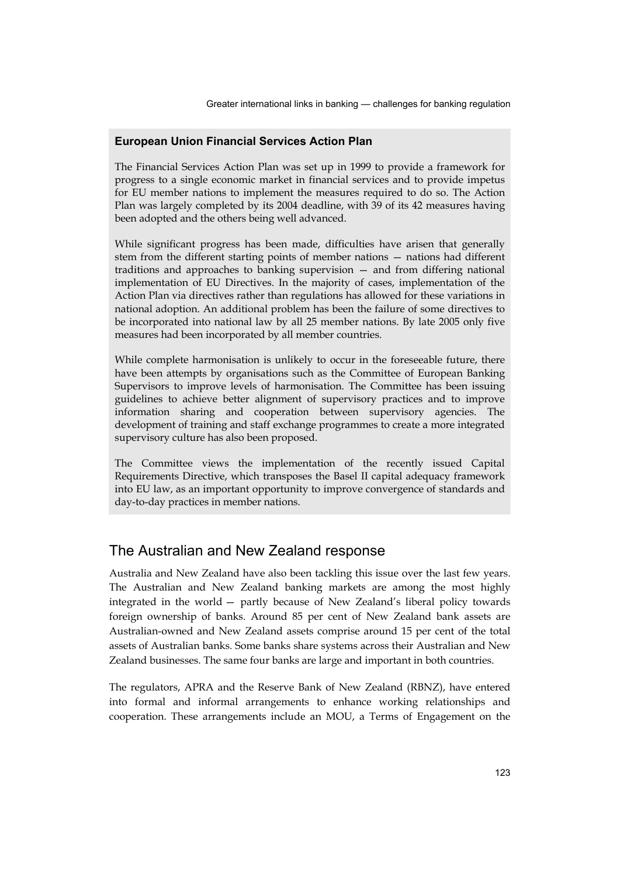**European Union Financial Services Action Plan**

The Financial Services Action Plan was set up in 1999 to provide a framework for progress to a single economic market in financial services and to provide impetus for EU member nations to implement the measures required to do so. The Action Plan was largely completed by its 2004 deadline, with 39 of its 42 measures having been adopted and the others being well advanced.

While significant progress has been made, difficulties have arisen that generally stem from the different starting points of member nations — nations had different traditions and approaches to banking supervision — and from differing national implementation of EU Directives. In the majority of cases, implementation of the Action Plan via directives rather than regulations has allowed for these variations in national adoption. An additional problem has been the failure of some directives to be incorporated into national law by all 25 member nations. By late 2005 only five measures had been incorporated by all member countries.

While complete harmonisation is unlikely to occur in the foreseeable future, there have been attempts by organisations such as the Committee of European Banking Supervisors to improve levels of harmonisation. The Committee has been issuing guidelines to achieve better alignment of supervisory practices and to improve information sharing and cooperation between supervisory agencies. The development of training and staff exchange programmes to create a more integrated supervisory culture has also been proposed.

The Committee views the implementation of the recently issued Capital Requirements Directive, which transposes the Basel II capital adequacy framework into EU law, as an important opportunity to improve convergence of standards and day-to-day practices in member nations.

## The Australian and New Zealand response

Australia and New Zealand have also been tackling this issue over the last few years. The Australian and New Zealand banking markets are among the most highly integrated in the world — partly because of New Zealand's liberal policy towards foreign ownership of banks. Around 85 per cent of New Zealand bank assets are Australian-owned and New Zealand assets comprise around 15 per cent of the total assets of Australian banks. Some banks share systems across their Australian and New Zealand businesses. The same four banks are large and important in both countries.

The regulators, APRA and the Reserve Bank of New Zealand (RBNZ), have entered into formal and informal arrangements to enhance working relationships and cooperation. These arrangements include an MOU, a Terms of Engagement on the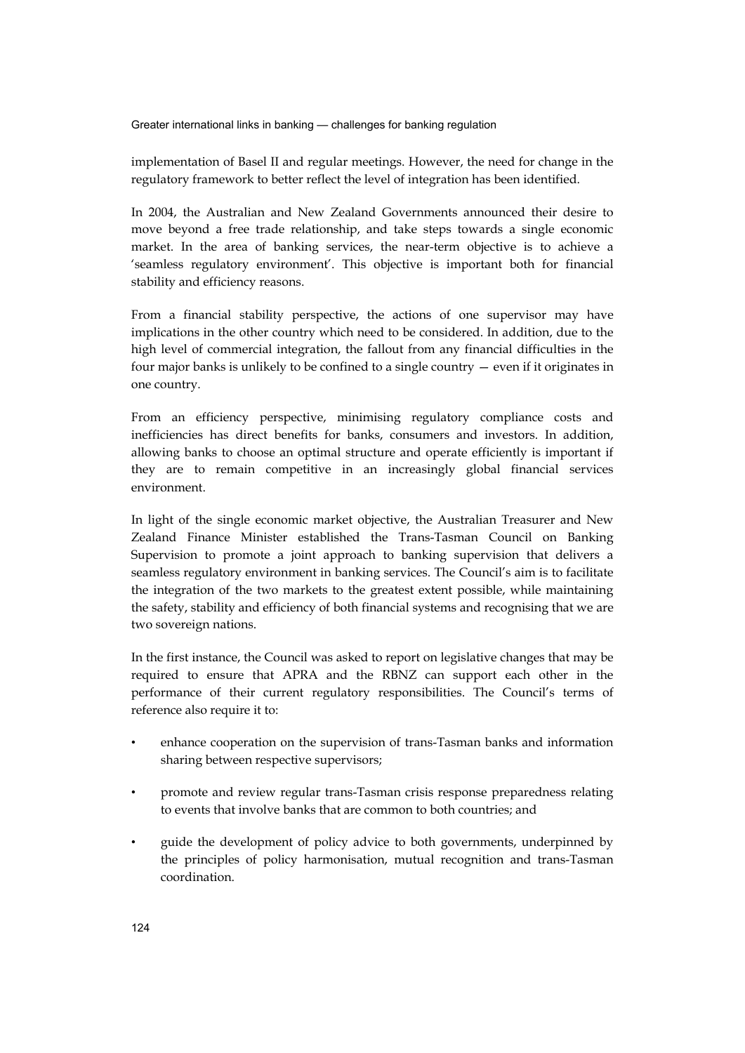implementation of Basel II and regular meetings. However, the need for change in the regulatory framework to better reflect the level of integration has been identified.

In 2004, the Australian and New Zealand Governments announced their desire to move beyond a free trade relationship, and take steps towards a single economic market. In the area of banking services, the near-term objective is to achieve a 'seamless regulatory environment'. This objective is important both for financial stability and efficiency reasons.

From a financial stability perspective, the actions of one supervisor may have implications in the other country which need to be considered. In addition, due to the high level of commercial integration, the fallout from any financial difficulties in the four major banks is unlikely to be confined to a single country — even if it originates in one country.

From an efficiency perspective, minimising regulatory compliance costs and inefficiencies has direct benefits for banks, consumers and investors. In addition, allowing banks to choose an optimal structure and operate efficiently is important if they are to remain competitive in an increasingly global financial services environment.

In light of the single economic market objective, the Australian Treasurer and New Zealand Finance Minister established the Trans-Tasman Council on Banking Supervision to promote a joint approach to banking supervision that delivers a seamless regulatory environment in banking services. The Council's aim is to facilitate the integration of the two markets to the greatest extent possible, while maintaining the safety, stability and efficiency of both financial systems and recognising that we are two sovereign nations.

In the first instance, the Council was asked to report on legislative changes that may be required to ensure that APRA and the RBNZ can support each other in the performance of their current regulatory responsibilities. The Council's terms of reference also require it to:

- enhance cooperation on the supervision of trans-Tasman banks and information sharing between respective supervisors;
- promote and review regular trans-Tasman crisis response preparedness relating to events that involve banks that are common to both countries; and
- guide the development of policy advice to both governments, underpinned by the principles of policy harmonisation, mutual recognition and trans-Tasman coordination.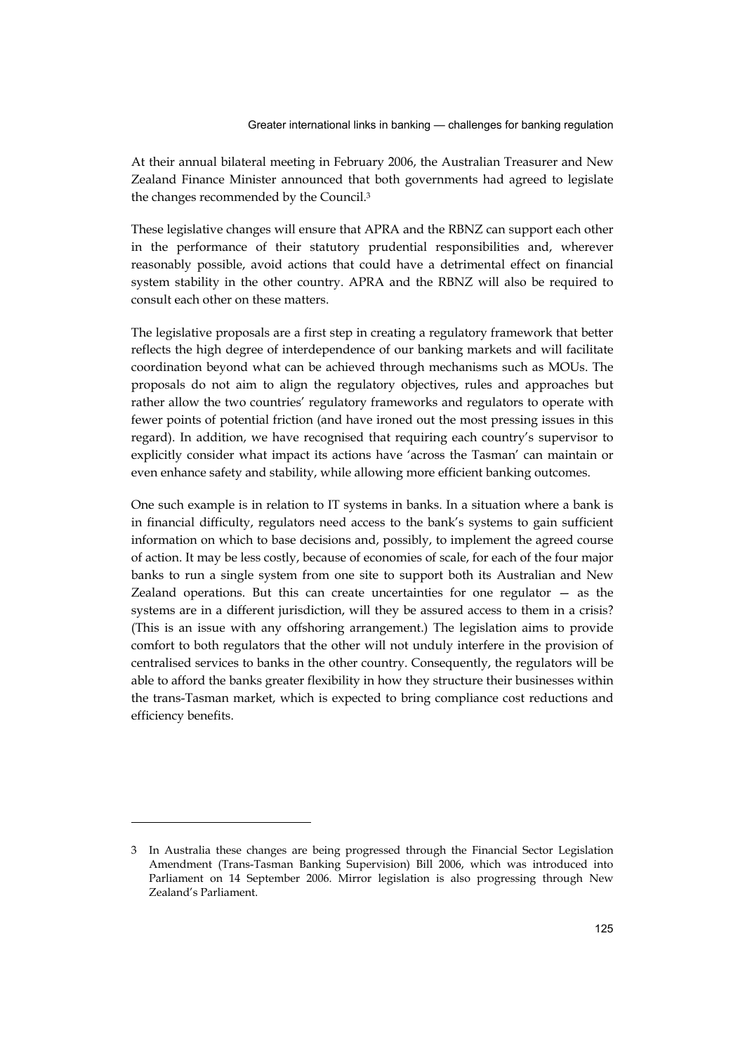At their annual bilateral meeting in February 2006, the Australian Treasurer and New Zealand Finance Minister announced that both governments had agreed to legislate the changes recommended by the Council.[3]

These legislative changes will ensure that APRA and the RBNZ can support each other in the performance of their statutory prudential responsibilities and, wherever reasonably possible, avoid actions that could have a detrimental effect on financial system stability in the other country. APRA and the RBNZ will also be required to consult each other on these matters.

The legislative proposals are a first step in creating a regulatory framework that better reflects the high degree of interdependence of our banking markets and will facilitate coordination beyond what can be achieved through mechanisms such as MOUs. The proposals do not aim to align the regulatory objectives, rules and approaches but rather allow the two countries' regulatory frameworks and regulators to operate with fewer points of potential friction (and have ironed out the most pressing issues in this regard). In addition, we have recognised that requiring each country's supervisor to explicitly consider what impact its actions have 'across the Tasman' can maintain or even enhance safety and stability, while allowing more efficient banking outcomes.

One such example is in relation to IT systems in banks. In a situation where a bank is in financial difficulty, regulators need access to the bank's systems to gain sufficient information on which to base decisions and, possibly, to implement the agreed course of action. It may be less costly, because of economies of scale, for each of the four major banks to run a single system from one site to support both its Australian and New Zealand operations. But this can create uncertainties for one regulator — as the systems are in a different jurisdiction, will they be assured access to them in a crisis? (This is an issue with any offshoring arrangement.) The legislation aims to provide comfort to both regulators that the other will not unduly interfere in the provision of centralised services to banks in the other country. Consequently, the regulators will be able to afford the banks greater flexibility in how they structure their businesses within the trans-Tasman market, which is expected to bring compliance cost reductions and efficiency benefits.

---

3 In Australia these changes are being progressed through the Financial Sector Legislation Amendment (Trans-Tasman Banking Supervision) Bill 2006, which was introduced into Parliament on 14 September 2006. Mirror legislation is also progressing through New Zealand's Parliament.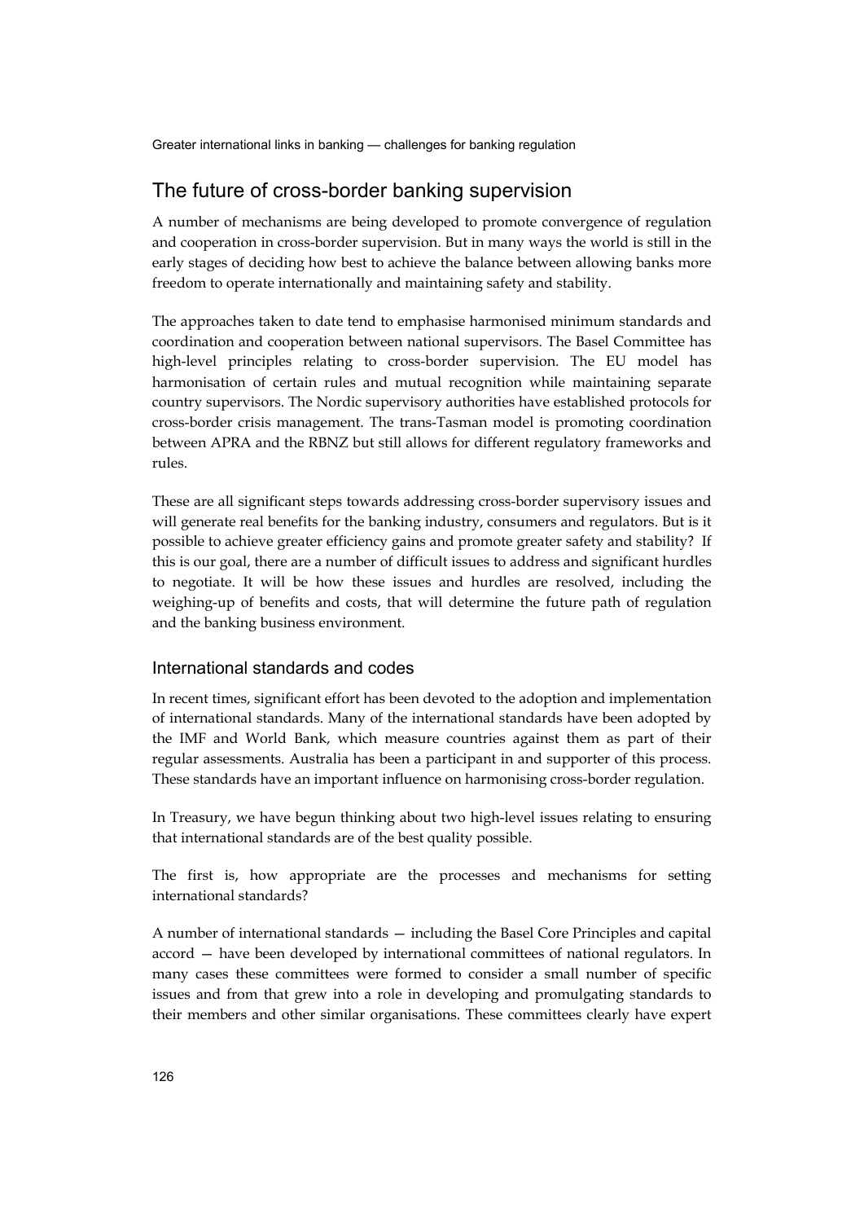## The future of cross-border banking supervision

A number of mechanisms are being developed to promote convergence of regulation and cooperation in cross-border supervision. But in many ways the world is still in the early stages of deciding how best to achieve the balance between allowing banks more freedom to operate internationally and maintaining safety and stability.

The approaches taken to date tend to emphasise harmonised minimum standards and coordination and cooperation between national supervisors. The Basel Committee has high-level principles relating to cross-border supervision. The EU model has harmonisation of certain rules and mutual recognition while maintaining separate country supervisors. The Nordic supervisory authorities have established protocols for cross-border crisis management. The trans-Tasman model is promoting coordination between APRA and the RBNZ but still allows for different regulatory frameworks and rules.

These are all significant steps towards addressing cross-border supervisory issues and will generate real benefits for the banking industry, consumers and regulators. But is it possible to achieve greater efficiency gains and promote greater safety and stability? If this is our goal, there are a number of difficult issues to address and significant hurdles to negotiate. It will be how these issues and hurdles are resolved, including the weighing-up of benefits and costs, that will determine the future path of regulation and the banking business environment.

### International standards and codes

In recent times, significant effort has been devoted to the adoption and implementation of international standards. Many of the international standards have been adopted by the IMF and World Bank, which measure countries against them as part of their regular assessments. Australia has been a participant in and supporter of this process. These standards have an important influence on harmonising cross-border regulation.

In Treasury, we have begun thinking about two high-level issues relating to ensuring that international standards are of the best quality possible.

The first is, how appropriate are the processes and mechanisms for setting international standards?

A number of international standards — including the Basel Core Principles and capital accord — have been developed by international committees of national regulators. In many cases these committees were formed to consider a small number of specific issues and from that grew into a role in developing and promulgating standards to their members and other similar organisations. These committees clearly have expert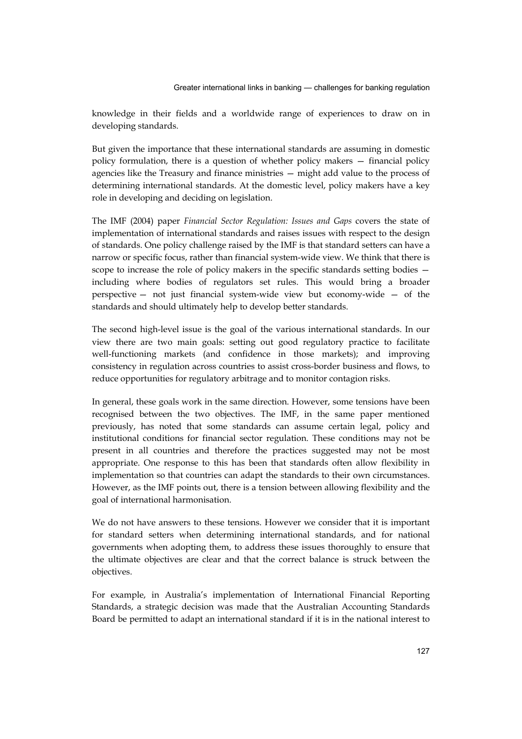knowledge in their fields and a worldwide range of experiences to draw on in developing standards.

But given the importance that these international standards are assuming in domestic policy formulation, there is a question of whether policy makers — financial policy agencies like the Treasury and finance ministries — might add value to the process of determining international standards. At the domestic level, policy makers have a key role in developing and deciding on legislation.

The IMF (2004) paper *Financial Sector Regulation: Issues and Gaps* covers the state of implementation of international standards and raises issues with respect to the design of standards. One policy challenge raised by the IMF is that standard setters can have a narrow or specific focus, rather than financial system-wide view. We think that there is scope to increase the role of policy makers in the specific standards setting bodies — including where bodies of regulators set rules. This would bring a broader perspective — not just financial system-wide view but economy-wide — of the standards and should ultimately help to develop better standards.

The second high-level issue is the goal of the various international standards. In our view there are two main goals: setting out good regulatory practice to facilitate well-functioning markets (and confidence in those markets); and improving consistency in regulation across countries to assist cross-border business and flows, to reduce opportunities for regulatory arbitrage and to monitor contagion risks.

In general, these goals work in the same direction. However, some tensions have been recognised between the two objectives. The IMF, in the same paper mentioned previously, has noted that some standards can assume certain legal, policy and institutional conditions for financial sector regulation. These conditions may not be present in all countries and therefore the practices suggested may not be most appropriate. One response to this has been that standards often allow flexibility in implementation so that countries can adapt the standards to their own circumstances. However, as the IMF points out, there is a tension between allowing flexibility and the goal of international harmonisation.

We do not have answers to these tensions. However we consider that it is important for standard setters when determining international standards, and for national governments when adopting them, to address these issues thoroughly to ensure that the ultimate objectives are clear and that the correct balance is struck between the objectives.

For example, in Australia's implementation of International Financial Reporting Standards, a strategic decision was made that the Australian Accounting Standards Board be permitted to adapt an international standard if it is in the national interest to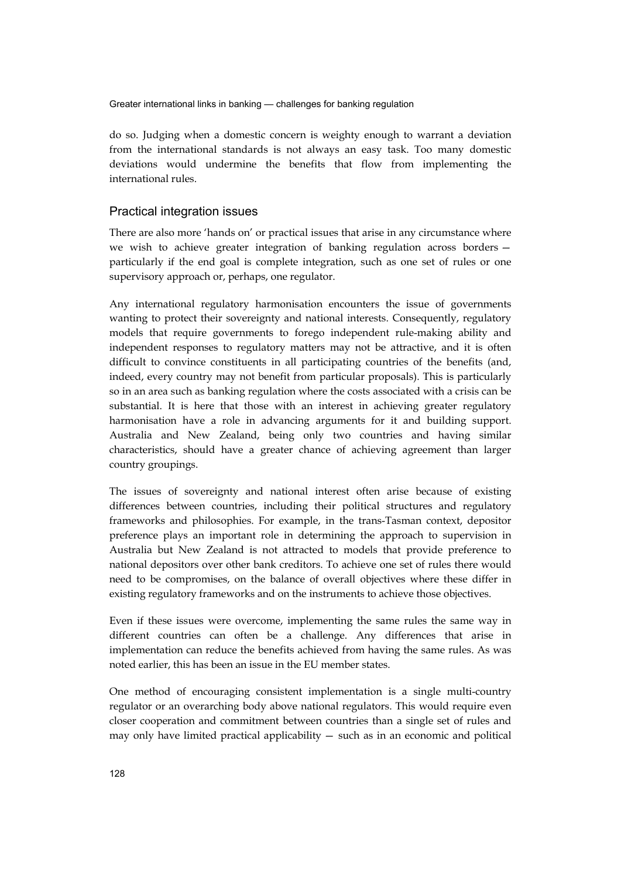do so. Judging when a domestic concern is weighty enough to warrant a deviation from the international standards is not always an easy task. Too many domestic deviations would undermine the benefits that flow from implementing the international rules.

## Practical integration issues

There are also more 'hands on' or practical issues that arise in any circumstance where we wish to achieve greater integration of banking regulation across borders — particularly if the end goal is complete integration, such as one set of rules or one supervisory approach or, perhaps, one regulator.

Any international regulatory harmonisation encounters the issue of governments wanting to protect their sovereignty and national interests. Consequently, regulatory models that require governments to forego independent rule-making ability and independent responses to regulatory matters may not be attractive, and it is often difficult to convince constituents in all participating countries of the benefits (and, indeed, every country may not benefit from particular proposals). This is particularly so in an area such as banking regulation where the costs associated with a crisis can be substantial. It is here that those with an interest in achieving greater regulatory harmonisation have a role in advancing arguments for it and building support. Australia and New Zealand, being only two countries and having similar characteristics, should have a greater chance of achieving agreement than larger country groupings.

The issues of sovereignty and national interest often arise because of existing differences between countries, including their political structures and regulatory frameworks and philosophies. For example, in the trans-Tasman context, depositor preference plays an important role in determining the approach to supervision in Australia but New Zealand is not attracted to models that provide preference to national depositors over other bank creditors. To achieve one set of rules there would need to be compromises, on the balance of overall objectives where these differ in existing regulatory frameworks and on the instruments to achieve those objectives.

Even if these issues were overcome, implementing the same rules the same way in different countries can often be a challenge. Any differences that arise in implementation can reduce the benefits achieved from having the same rules. As was noted earlier, this has been an issue in the EU member states.

One method of encouraging consistent implementation is a single multi-country regulator or an overarching body above national regulators. This would require even closer cooperation and commitment between countries than a single set of rules and may only have limited practical applicability — such as in an economic and political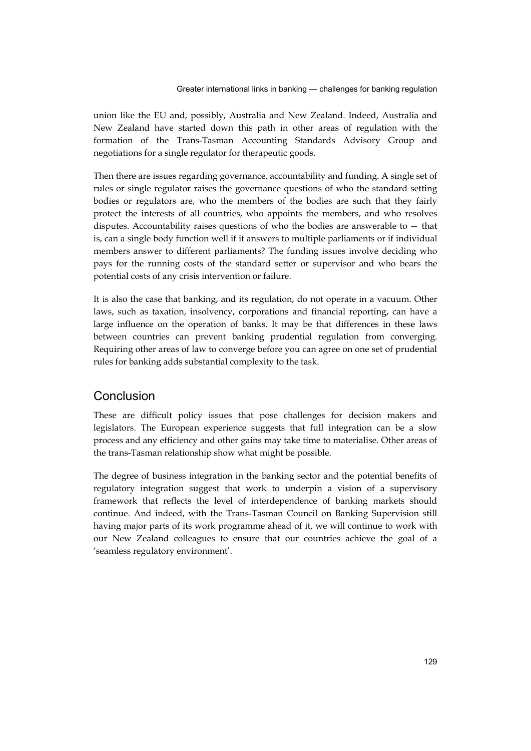union like the EU and, possibly, Australia and New Zealand. Indeed, Australia and New Zealand have started down this path in other areas of regulation with the formation of the Trans-Tasman Accounting Standards Advisory Group and negotiations for a single regulator for therapeutic goods.

Then there are issues regarding governance, accountability and funding. A single set of rules or single regulator raises the governance questions of who the standard setting bodies or regulators are, who the members of the bodies are such that they fairly protect the interests of all countries, who appoints the members, and who resolves disputes. Accountability raises questions of who the bodies are answerable to — that is, can a single body function well if it answers to multiple parliaments or if individual members answer to different parliaments? The funding issues involve deciding who pays for the running costs of the standard setter or supervisor and who bears the potential costs of any crisis intervention or failure.

It is also the case that banking, and its regulation, do not operate in a vacuum. Other laws, such as taxation, insolvency, corporations and financial reporting, can have a large influence on the operation of banks. It may be that differences in these laws between countries can prevent banking prudential regulation from converging. Requiring other areas of law to converge before you can agree on one set of prudential rules for banking adds substantial complexity to the task.

## Conclusion

These are difficult policy issues that pose challenges for decision makers and legislators. The European experience suggests that full integration can be a slow process and any efficiency and other gains may take time to materialise. Other areas of the trans-Tasman relationship show what might be possible.

The degree of business integration in the banking sector and the potential benefits of regulatory integration suggest that work to underpin a vision of a supervisory framework that reflects the level of interdependence of banking markets should continue. And indeed, with the Trans-Tasman Council on Banking Supervision still having major parts of its work programme ahead of it, we will continue to work with our New Zealand colleagues to ensure that our countries achieve the goal of a 'seamless regulatory environment'.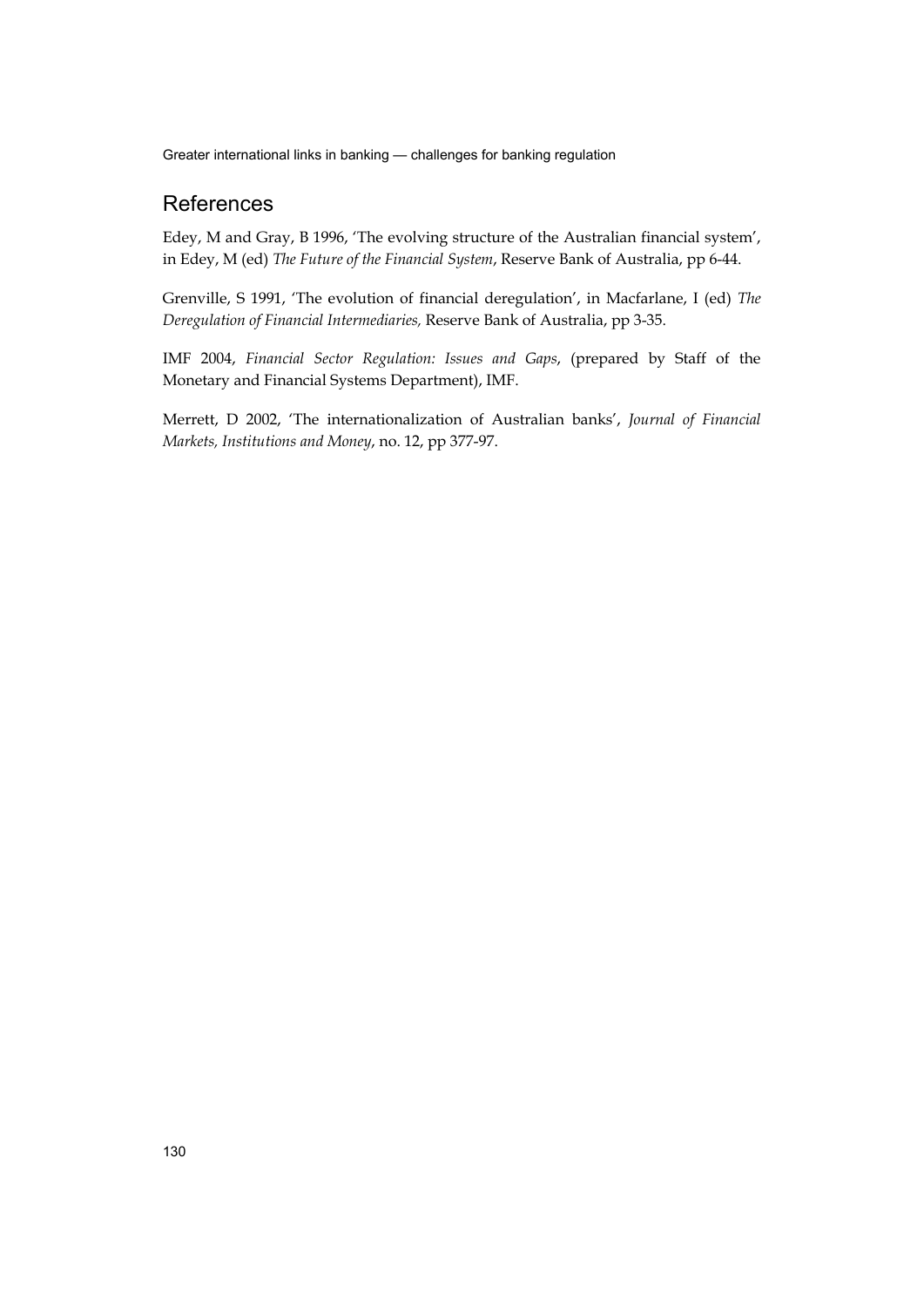## References

Edey, M and Gray, B 1996, 'The evolving structure of the Australian financial system', in Edey, M (ed) *The Future of the Financial System*, Reserve Bank of Australia, pp 6-44.

Grenville, S 1991, 'The evolution of financial deregulation', in Macfarlane, I (ed) *The Deregulation of Financial Intermediaries,* Reserve Bank of Australia, pp 3-35.

IMF 2004, *Financial Sector Regulation: Issues and Gaps*, (prepared by Staff of the Monetary and Financial Systems Department), IMF.

Merrett, D 2002, 'The internationalization of Australian banks', *Journal of Financial Markets, Institutions and Money*, no. 12, pp 377-97.